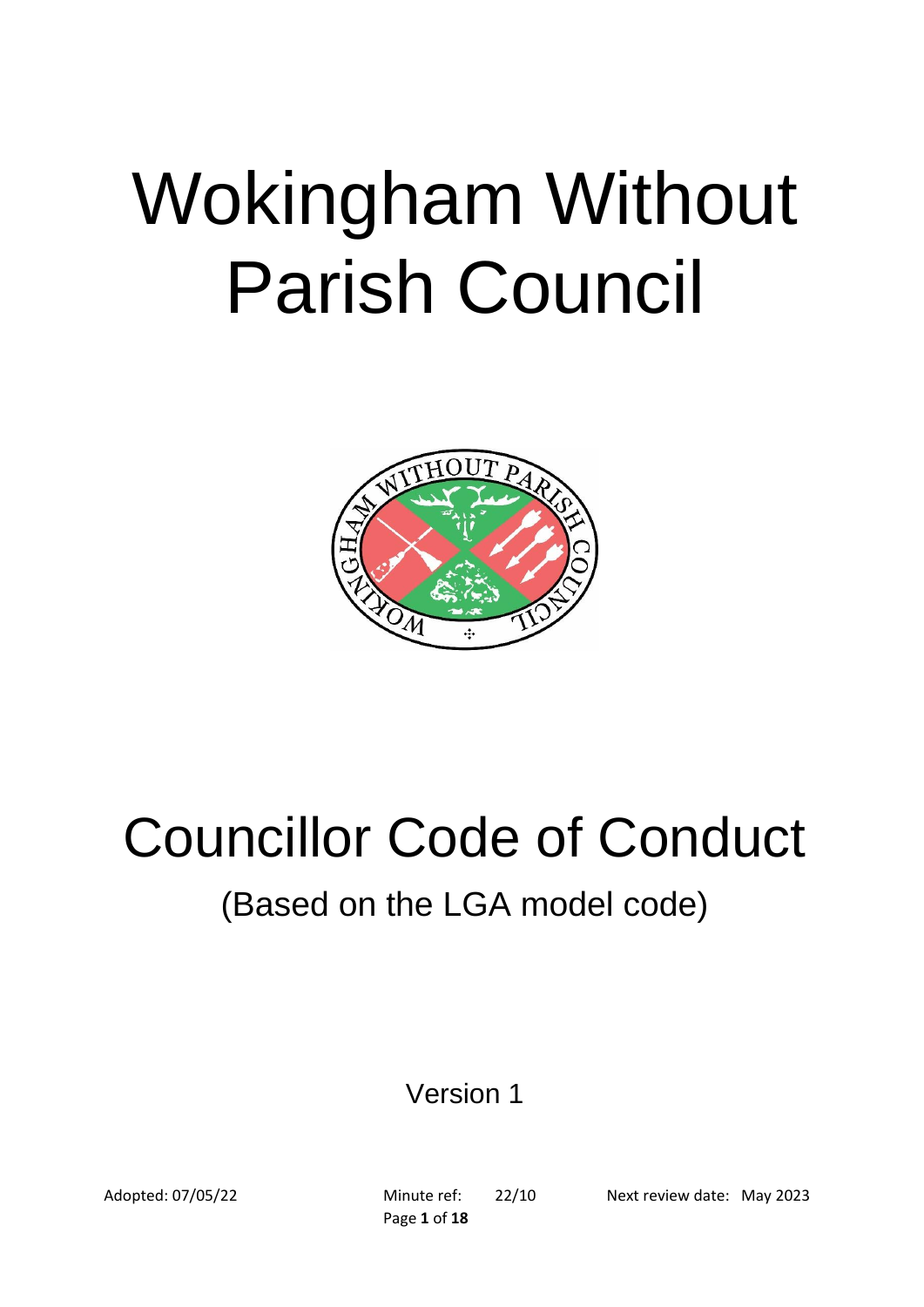# Wokingham Without Parish Council

# Councillor Code of Conduct

## (Based on the LGA model code)

Version 1

Adopted: 07/05/22 Minute ref: 22/10 Next review date: May 2023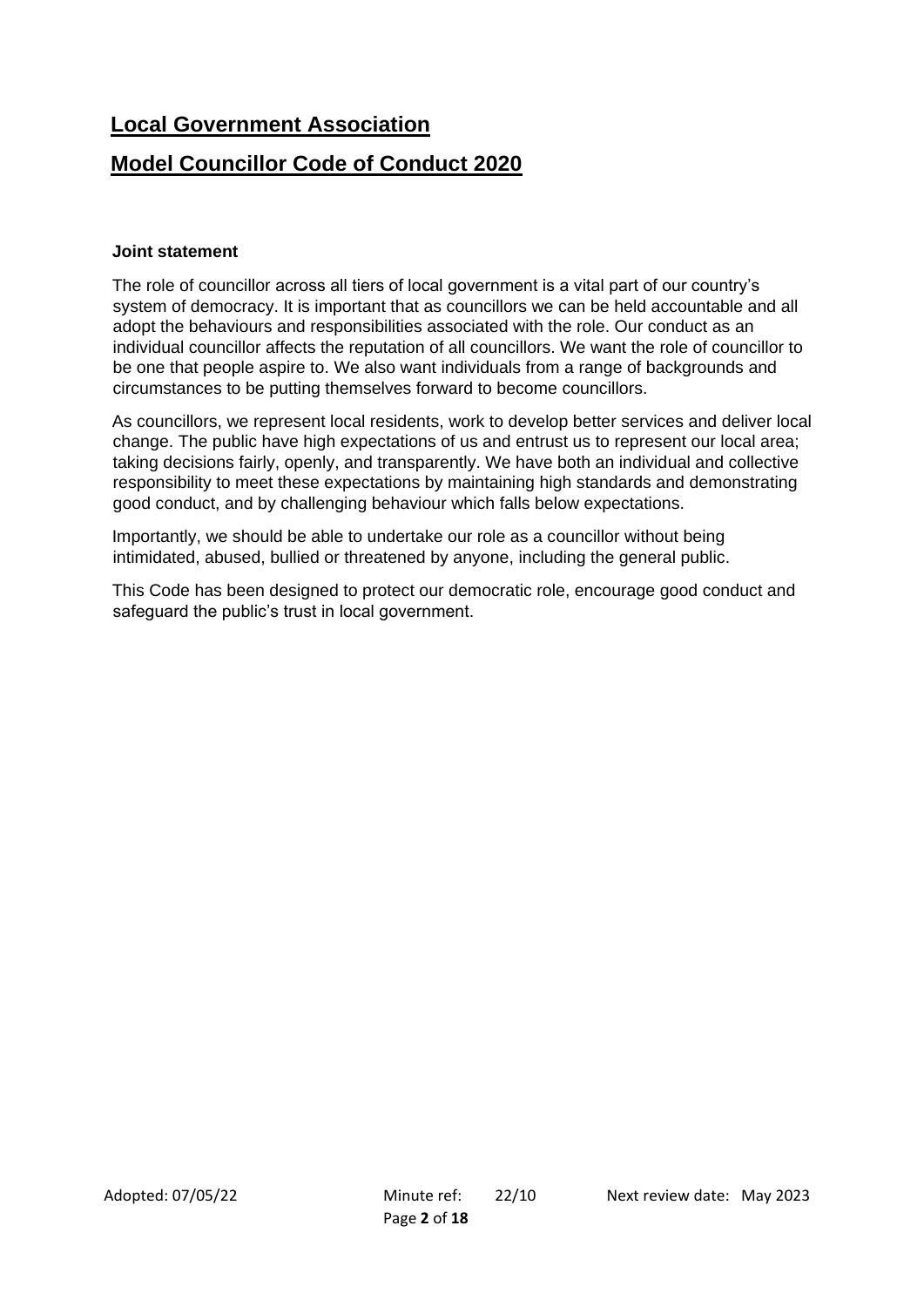## Local Government Association

## Model Councillor Code of Conduct 2020

**Joint statement**

The role of councillor across all tiers of local government is a vital part of our country's system of democracy. It is important that as councillors we can be held accountable and all adopt the behaviours and responsibilities associated with the role. Our conduct as an individual councillor affects the reputation of all councillors. We want the role of councillor to be one that people aspire to. We also want individuals from a range of backgrounds and circumstances to be putting themselves forward to become councillors.

As councillors, we represent local residents, work to develop better services and deliver local change. The public have high expectations of us and entrust us to represent our local area; taking decisions fairly, openly, and transparently. We have both an individual and collective responsibility to meet these expectations by maintaining high standards and demonstrating good conduct, and by challenging behaviour which falls below expectations.

Importantly, we should be able to undertake our role as a councillor without being intimidated, abused, bullied or threatened by anyone, including the general public.

This Code has been designed to protect our democratic role, encourage good conduct and safeguard the public's trust in local government.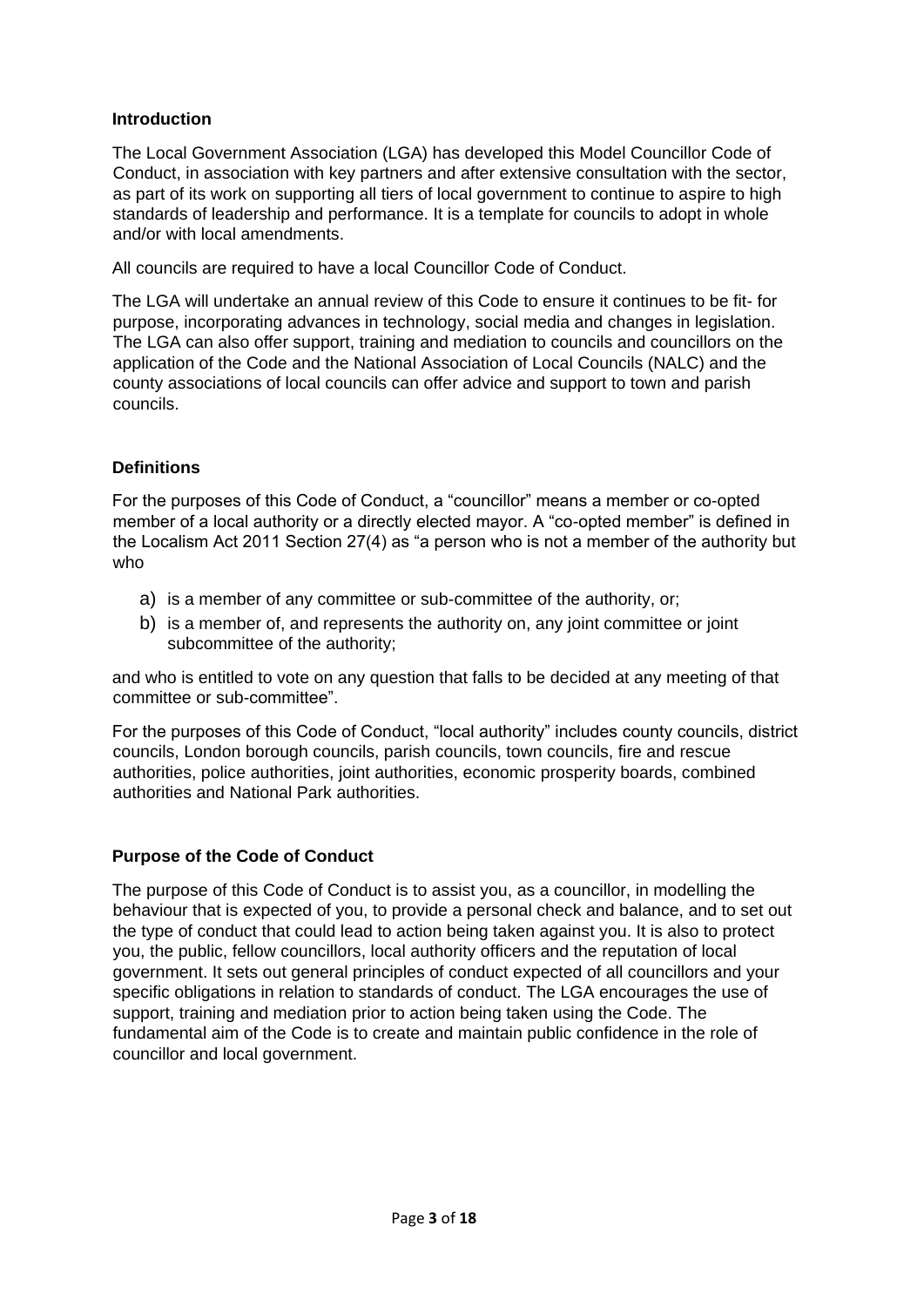## Introduction

The Local Government Association (LGA) has developed this Model Councillor Code of Conduct, in association with key partners and after extensive consultation with the sector, as part of its work on supporting all tiers of local government to continue to aspire to high standards of leadership and performance. It is a template for councils to adopt in whole and/or with local amendments.

All councils are required to have a local Councillor Code of Conduct.

The LGA will undertake an annual review of this Code to ensure it continues to be fit- for purpose, incorporating advances in technology, social media and changes in legislation. The LGA can also offer support, training and mediation to councils and councillors on the application of the Code and the National Association of Local Councils (NALC) and the county associations of local councils can offer advice and support to town and parish councils.

## Definitions

For the purposes of this Code of Conduct, a "councillor" means a member or co-opted member of a local authority or a directly elected mayor. A "co-opted member" is defined in the Localism Act 2011 Section 27(4) as "a person who is not a member of the authority but who

a) is a member of any committee or sub-committee of the authority, or;
b) is a member of, and represents the authority on, any joint committee or joint subcommittee of the authority;

and who is entitled to vote on any question that falls to be decided at any meeting of that committee or sub-committee".

For the purposes of this Code of Conduct, "local authority" includes county councils, district councils, London borough councils, parish councils, town councils, fire and rescue authorities, police authorities, joint authorities, economic prosperity boards, combined authorities and National Park authorities.

## Purpose of the Code of Conduct

The purpose of this Code of Conduct is to assist you, as a councillor, in modelling the behaviour that is expected of you, to provide a personal check and balance, and to set out the type of conduct that could lead to action being taken against you. It is also to protect you, the public, fellow councillors, local authority officers and the reputation of local government. It sets out general principles of conduct expected of all councillors and your specific obligations in relation to standards of conduct. The LGA encourages the use of support, training and mediation prior to action being taken using the Code. The fundamental aim of the Code is to create and maintain public confidence in the role of councillor and local government.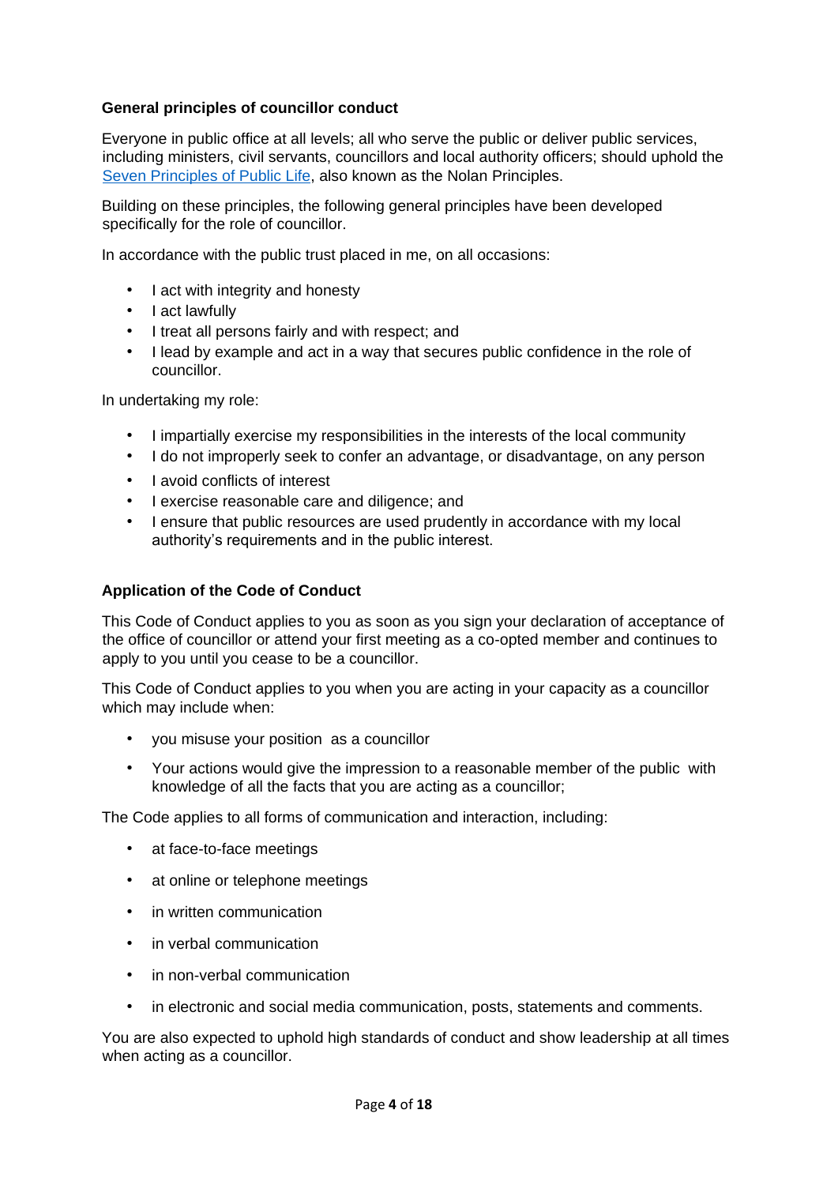### General principles of councillor conduct

Everyone in public office at all levels; all who serve the public or deliver public services, including ministers, civil servants, councillors and local authority officers; should uphold the [Seven Principles of Public Life](), also known as the Nolan Principles.

Building on these principles, the following general principles have been developed specifically for the role of councillor.

In accordance with the public trust placed in me, on all occasions:

- I act with integrity and honesty
- I act lawfully
- I treat all persons fairly and with respect; and
- I lead by example and act in a way that secures public confidence in the role of councillor.

In undertaking my role:

- I impartially exercise my responsibilities in the interests of the local community
- I do not improperly seek to confer an advantage, or disadvantage, on any person
- I avoid conflicts of interest
- I exercise reasonable care and diligence; and
- I ensure that public resources are used prudently in accordance with my local authority's requirements and in the public interest.

### Application of the Code of Conduct

This Code of Conduct applies to you as soon as you sign your declaration of acceptance of the office of councillor or attend your first meeting as a co-opted member and continues to apply to you until you cease to be a councillor.

This Code of Conduct applies to you when you are acting in your capacity as a councillor which may include when:

- you misuse your position as a councillor
- Your actions would give the impression to a reasonable member of the public with knowledge of all the facts that you are acting as a councillor;

The Code applies to all forms of communication and interaction, including:

- at face-to-face meetings
- at online or telephone meetings
- in written communication
- in verbal communication
- in non-verbal communication
- in electronic and social media communication, posts, statements and comments.

You are also expected to uphold high standards of conduct and show leadership at all times when acting as a councillor.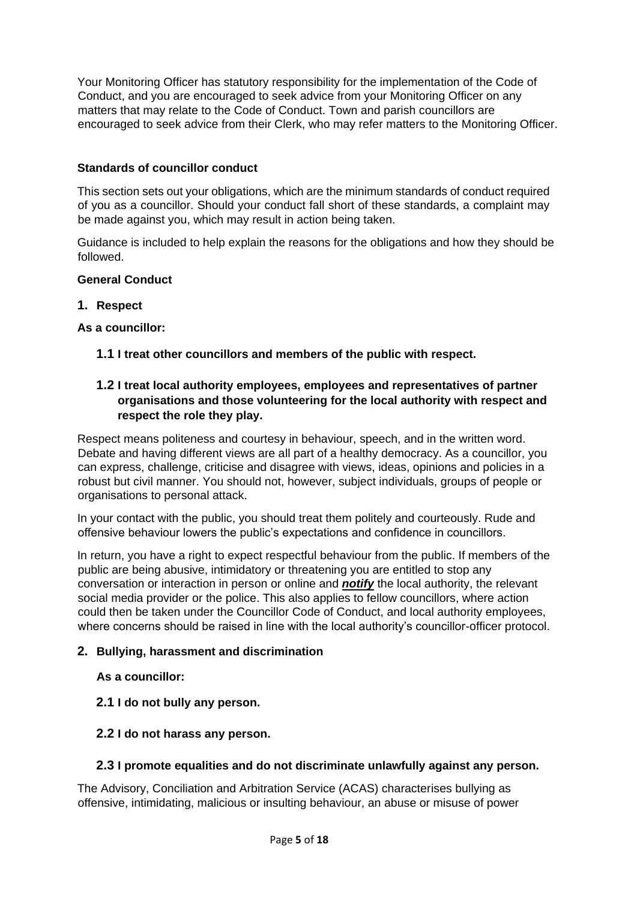Your Monitoring Officer has statutory responsibility for the implementation of the Code of Conduct, and you are encouraged to seek advice from your Monitoring Officer on any matters that may relate to the Code of Conduct. Town and parish councillors are encouraged to seek advice from their Clerk, who may refer matters to the Monitoring Officer.

### Standards of councillor conduct

This section sets out your obligations, which are the minimum standards of conduct required of you as a councillor. Should your conduct fall short of these standards, a complaint may be made against you, which may result in action being taken.

Guidance is included to help explain the reasons for the obligations and how they should be followed.

### General Conduct

#### 1. Respect

**As a councillor:**

**1.1 I treat other councillors and members of the public with respect.**

**1.2 I treat local authority employees, employees and representatives of partner organisations and those volunteering for the local authority with respect and respect the role they play.**

Respect means politeness and courtesy in behaviour, speech, and in the written word. Debate and having different views are all part of a healthy democracy. As a councillor, you can express, challenge, criticise and disagree with views, ideas, opinions and policies in a robust but civil manner. You should not, however, subject individuals, groups of people or organisations to personal attack.

In your contact with the public, you should treat them politely and courteously. Rude and offensive behaviour lowers the public's expectations and confidence in councillors.

In return, you have a right to expect respectful behaviour from the public. If members of the public are being abusive, intimidatory or threatening you are entitled to stop any conversation or interaction in person or online and ***notify*** the local authority, the relevant social media provider or the police. This also applies to fellow councillors, where action could then be taken under the Councillor Code of Conduct, and local authority employees, where concerns should be raised in line with the local authority's councillor-officer protocol.

#### 2. Bullying, harassment and discrimination

**As a councillor:**

**2.1 I do not bully any person.**

**2.2 I do not harass any person.**

**2.3 I promote equalities and do not discriminate unlawfully against any person.**

The Advisory, Conciliation and Arbitration Service (ACAS) characterises bullying as offensive, intimidating, malicious or insulting behaviour, an abuse or misuse of power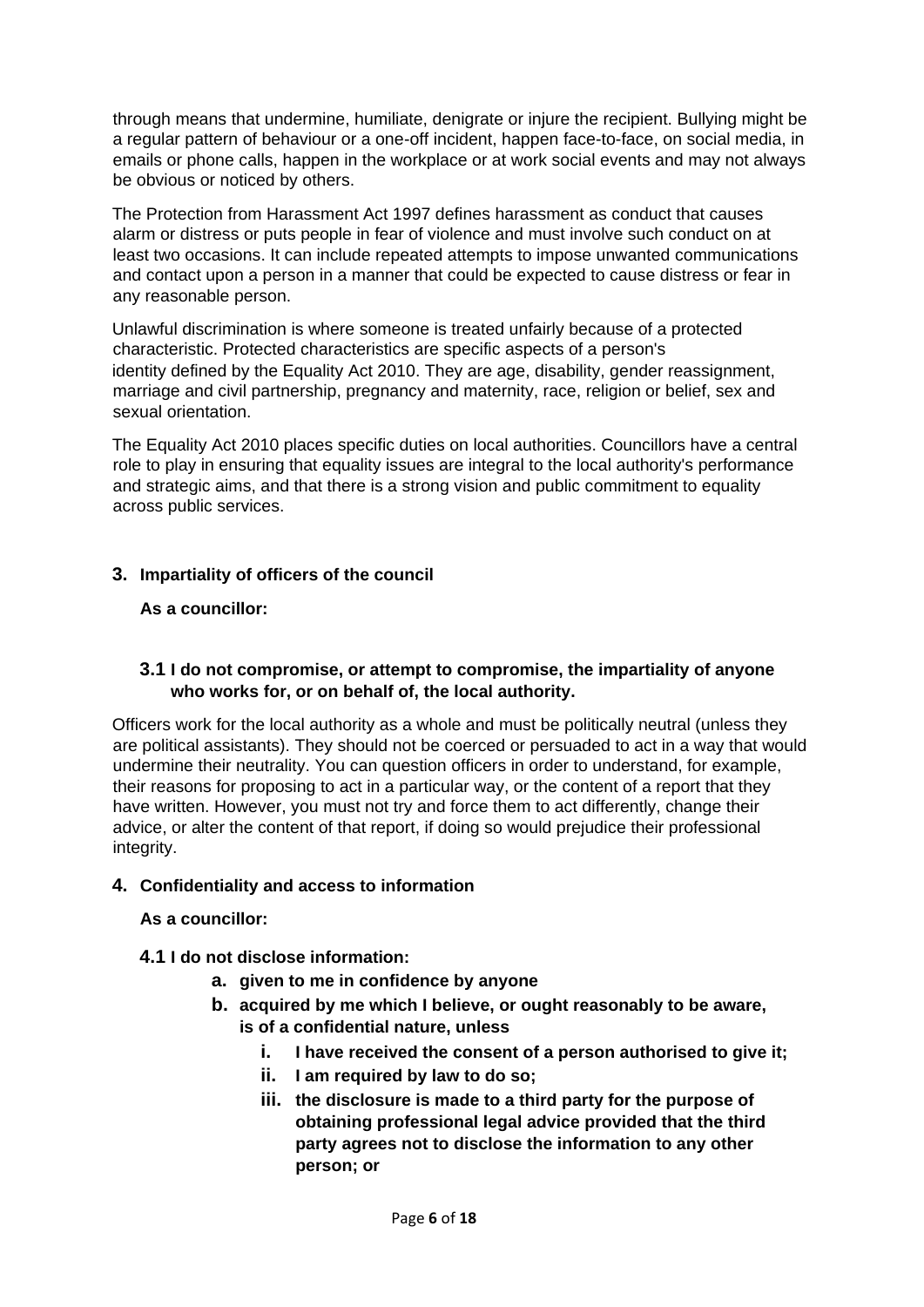through means that undermine, humiliate, denigrate or injure the recipient. Bullying might be a regular pattern of behaviour or a one-off incident, happen face-to-face, on social media, in emails or phone calls, happen in the workplace or at work social events and may not always be obvious or noticed by others.

The Protection from Harassment Act 1997 defines harassment as conduct that causes alarm or distress or puts people in fear of violence and must involve such conduct on at least two occasions. It can include repeated attempts to impose unwanted communications and contact upon a person in a manner that could be expected to cause distress or fear in any reasonable person.

Unlawful discrimination is where someone is treated unfairly because of a protected characteristic. Protected characteristics are specific aspects of a person's identity defined by the Equality Act 2010. They are age, disability, gender reassignment, marriage and civil partnership, pregnancy and maternity, race, religion or belief, sex and sexual orientation.

The Equality Act 2010 places specific duties on local authorities. Councillors have a central role to play in ensuring that equality issues are integral to the local authority's performance and strategic aims, and that there is a strong vision and public commitment to equality across public services.

## 3. Impartiality of officers of the council

**As a councillor:**

### 3.1 I do not compromise, or attempt to compromise, the impartiality of anyone who works for, or on behalf of, the local authority.

Officers work for the local authority as a whole and must be politically neutral (unless they are political assistants). They should not be coerced or persuaded to act in a way that would undermine their neutrality. You can question officers in order to understand, for example, their reasons for proposing to act in a particular way, or the content of a report that they have written. However, you must not try and force them to act differently, change their advice, or alter the content of that report, if doing so would prejudice their professional integrity.

## 4. Confidentiality and access to information

**As a councillor:**

**4.1 I do not disclose information:**

- **a. given to me in confidence by anyone**
- **b. acquired by me which I believe, or ought reasonably to be aware, is of a confidential nature, unless**
  - **i. I have received the consent of a person authorised to give it;**
  - **ii. I am required by law to do so;**
  - **iii. the disclosure is made to a third party for the purpose of obtaining professional legal advice provided that the third party agrees not to disclose the information to any other person; or**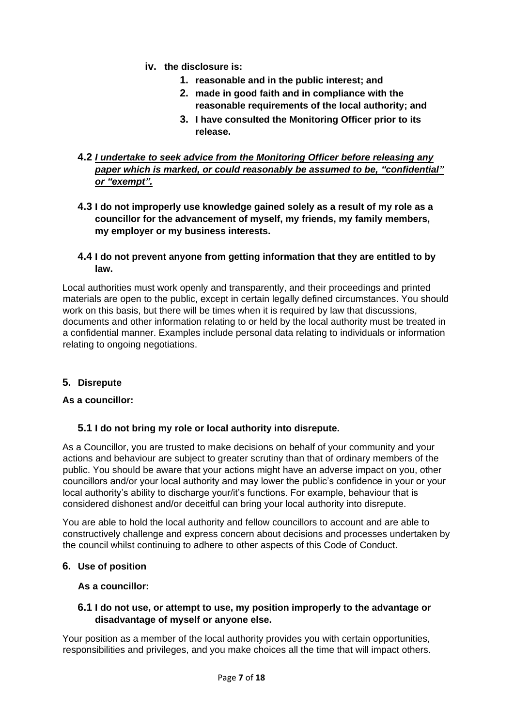- **iv. the disclosure is:**
    1. **reasonable and in the public interest; and**
    2. **made in good faith and in compliance with the reasonable requirements of the local authority; and**
    3. **I have consulted the Monitoring Officer prior to its release.**

**4.2** ***<u>I undertake to seek advice from the Monitoring Officer before releasing any paper which is marked, or could reasonably be assumed to be, "confidential" or "exempt".</u>***

**4.3 I do not improperly use knowledge gained solely as a result of my role as a councillor for the advancement of myself, my friends, my family members, my employer or my business interests.**

**4.4 I do not prevent anyone from getting information that they are entitled to by law.**

Local authorities must work openly and transparently, and their proceedings and printed materials are open to the public, except in certain legally defined circumstances. You should work on this basis, but there will be times when it is required by law that discussions, documents and other information relating to or held by the local authority must be treated in a confidential manner. Examples include personal data relating to individuals or information relating to ongoing negotiations.

## 5. Disrepute

**As a councillor:**

**5.1 I do not bring my role or local authority into disrepute.**

As a Councillor, you are trusted to make decisions on behalf of your community and your actions and behaviour are subject to greater scrutiny than that of ordinary members of the public. You should be aware that your actions might have an adverse impact on you, other councillors and/or your local authority and may lower the public's confidence in your or your local authority's ability to discharge your/it's functions. For example, behaviour that is considered dishonest and/or deceitful can bring your local authority into disrepute.

You are able to hold the local authority and fellow councillors to account and are able to constructively challenge and express concern about decisions and processes undertaken by the council whilst continuing to adhere to other aspects of this Code of Conduct.

## 6. Use of position

**As a councillor:**

**6.1 I do not use, or attempt to use, my position improperly to the advantage or disadvantage of myself or anyone else.**

Your position as a member of the local authority provides you with certain opportunities, responsibilities and privileges, and you make choices all the time that will impact others.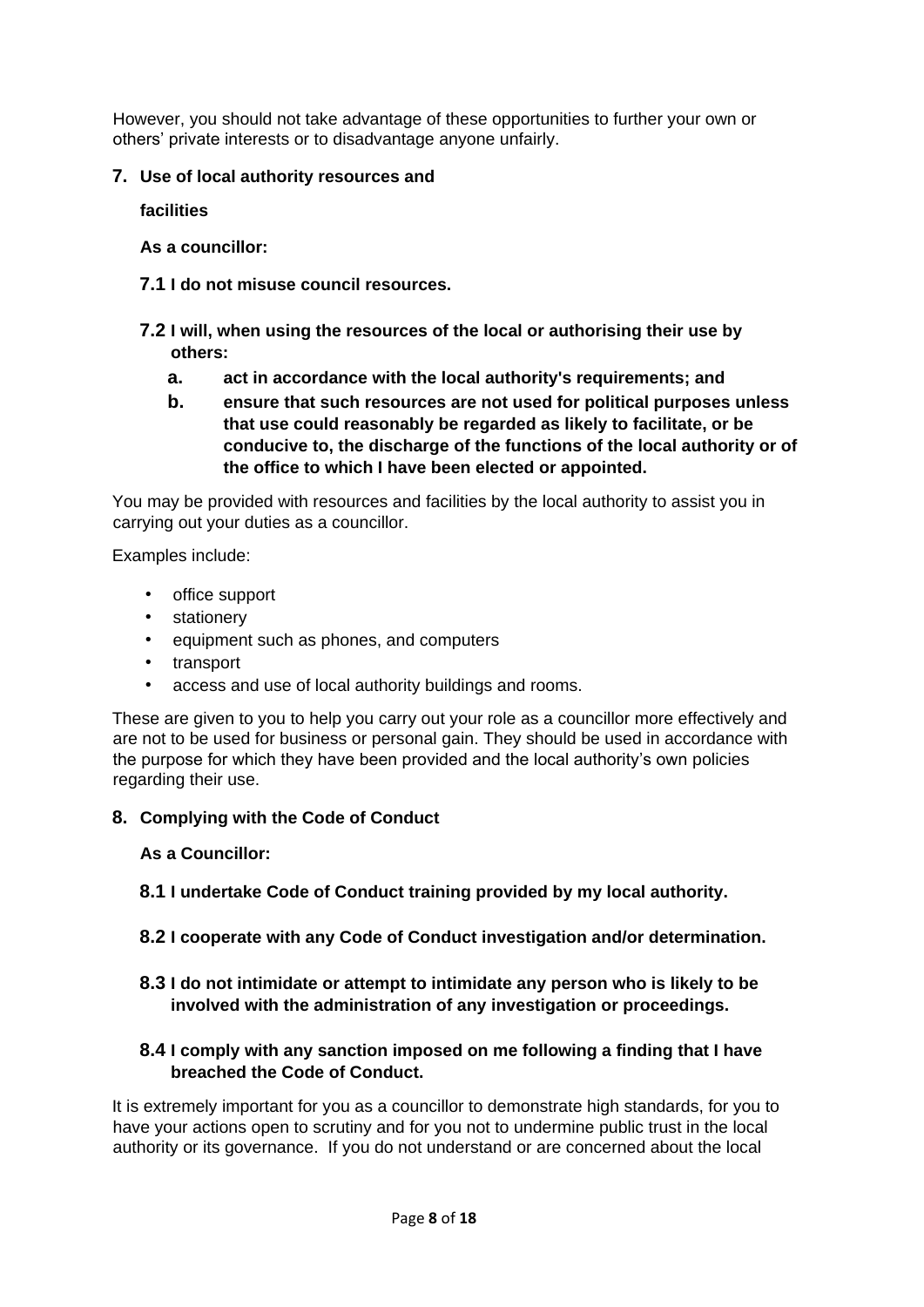However, you should not take advantage of these opportunities to further your own or others' private interests or to disadvantage anyone unfairly.

## 7. Use of local authority resources and facilities

**As a councillor:**

**7.1 I do not misuse council resources.**

**7.2 I will, when using the resources of the local or authorising their use by others:**

- **a. act in accordance with the local authority's requirements; and**
- **b. ensure that such resources are not used for political purposes unless that use could reasonably be regarded as likely to facilitate, or be conducive to, the discharge of the functions of the local authority or of the office to which I have been elected or appointed.**

You may be provided with resources and facilities by the local authority to assist you in carrying out your duties as a councillor.

Examples include:

- office support
- stationery
- equipment such as phones, and computers
- transport
- access and use of local authority buildings and rooms.

These are given to you to help you carry out your role as a councillor more effectively and are not to be used for business or personal gain. They should be used in accordance with the purpose for which they have been provided and the local authority's own policies regarding their use.

## 8. Complying with the Code of Conduct

**As a Councillor:**

**8.1 I undertake Code of Conduct training provided by my local authority.**

**8.2 I cooperate with any Code of Conduct investigation and/or determination.**

**8.3 I do not intimidate or attempt to intimidate any person who is likely to be involved with the administration of any investigation or proceedings.**

**8.4 I comply with any sanction imposed on me following a finding that I have breached the Code of Conduct.**

It is extremely important for you as a councillor to demonstrate high standards, for you to have your actions open to scrutiny and for you not to undermine public trust in the local authority or its governance. If you do not understand or are concerned about the local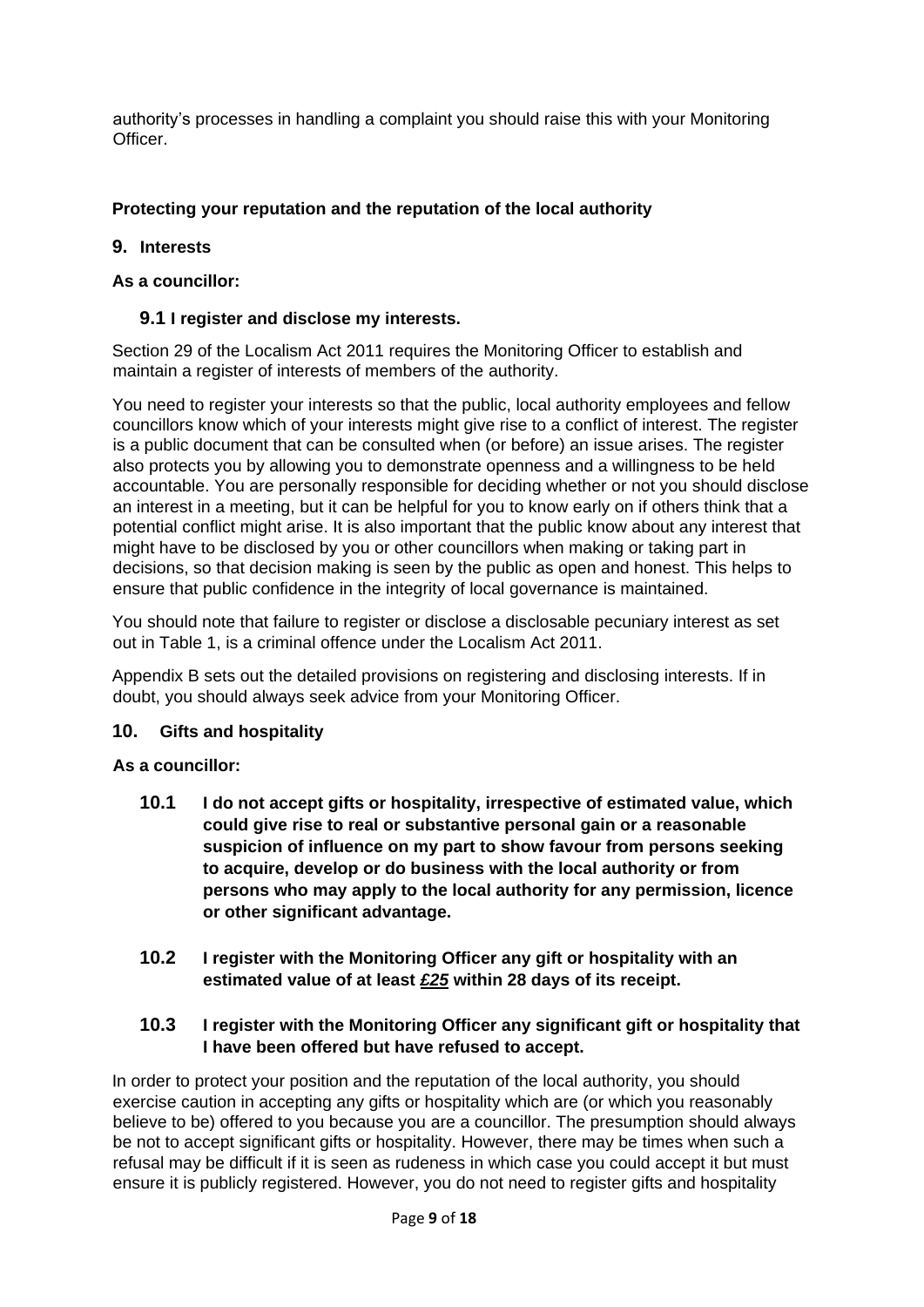authority's processes in handling a complaint you should raise this with your Monitoring Officer.

## Protecting your reputation and the reputation of the local authority

### 9. Interests

**As a councillor:**

#### 9.1 I register and disclose my interests.

Section 29 of the Localism Act 2011 requires the Monitoring Officer to establish and maintain a register of interests of members of the authority.

You need to register your interests so that the public, local authority employees and fellow councillors know which of your interests might give rise to a conflict of interest. The register is a public document that can be consulted when (or before) an issue arises. The register also protects you by allowing you to demonstrate openness and a willingness to be held accountable. You are personally responsible for deciding whether or not you should disclose an interest in a meeting, but it can be helpful for you to know early on if others think that a potential conflict might arise. It is also important that the public know about any interest that might have to be disclosed by you or other councillors when making or taking part in decisions, so that decision making is seen by the public as open and honest. This helps to ensure that public confidence in the integrity of local governance is maintained.

You should note that failure to register or disclose a disclosable pecuniary interest as set out in Table 1, is a criminal offence under the Localism Act 2011.

Appendix B sets out the detailed provisions on registering and disclosing interests. If in doubt, you should always seek advice from your Monitoring Officer.

### 10. Gifts and hospitality

**As a councillor:**

**10.1 I do not accept gifts or hospitality, irrespective of estimated value, which could give rise to real or substantive personal gain or a reasonable suspicion of influence on my part to show favour from persons seeking to acquire, develop or do business with the local authority or from persons who may apply to the local authority for any permission, licence or other significant advantage.**

**10.2 I register with the Monitoring Officer any gift or hospitality with an estimated value of at least *£25* within 28 days of its receipt.**

**10.3 I register with the Monitoring Officer any significant gift or hospitality that I have been offered but have refused to accept.**

In order to protect your position and the reputation of the local authority, you should exercise caution in accepting any gifts or hospitality which are (or which you reasonably believe to be) offered to you because you are a councillor. The presumption should always be not to accept significant gifts or hospitality. However, there may be times when such a refusal may be difficult if it is seen as rudeness in which case you could accept it but must ensure it is publicly registered. However, you do not need to register gifts and hospitality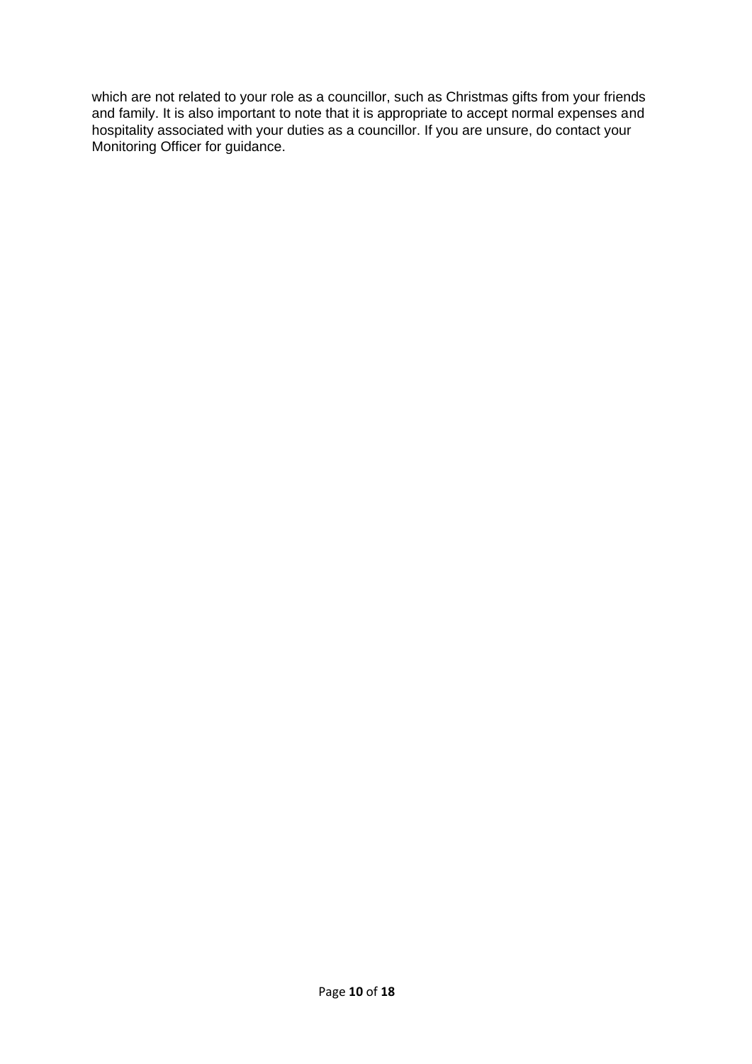which are not related to your role as a councillor, such as Christmas gifts from your friends and family. It is also important to note that it is appropriate to accept normal expenses and hospitality associated with your duties as a councillor. If you are unsure, do contact your Monitoring Officer for guidance.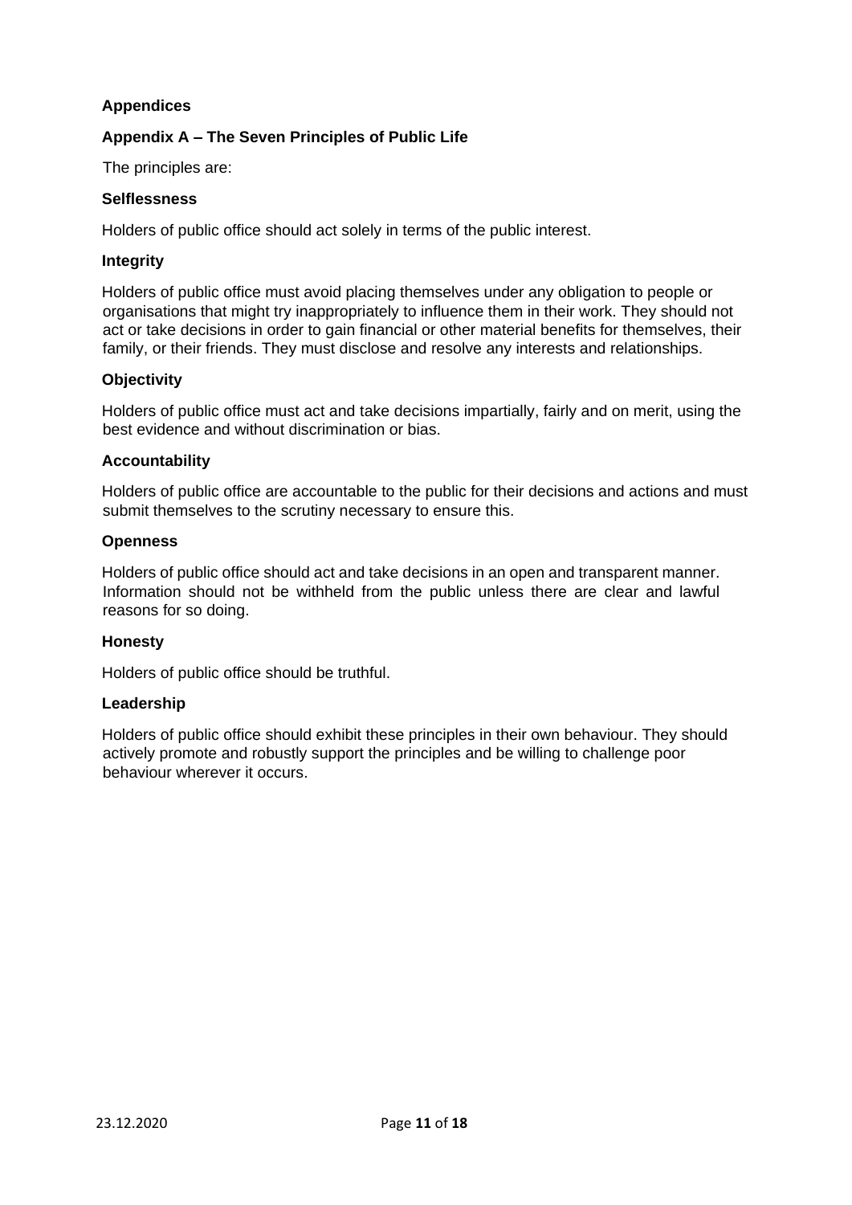## Appendices

### Appendix A – The Seven Principles of Public Life

The principles are:

**Selflessness**

Holders of public office should act solely in terms of the public interest.

**Integrity**

Holders of public office must avoid placing themselves under any obligation to people or organisations that might try inappropriately to influence them in their work. They should not act or take decisions in order to gain financial or other material benefits for themselves, their family, or their friends. They must disclose and resolve any interests and relationships.

**Objectivity**

Holders of public office must act and take decisions impartially, fairly and on merit, using the best evidence and without discrimination or bias.

**Accountability**

Holders of public office are accountable to the public for their decisions and actions and must submit themselves to the scrutiny necessary to ensure this.

**Openness**

Holders of public office should act and take decisions in an open and transparent manner. Information should not be withheld from the public unless there are clear and lawful reasons for so doing.

**Honesty**

Holders of public office should be truthful.

**Leadership**

Holders of public office should exhibit these principles in their own behaviour. They should actively promote and robustly support the principles and be willing to challenge poor behaviour wherever it occurs.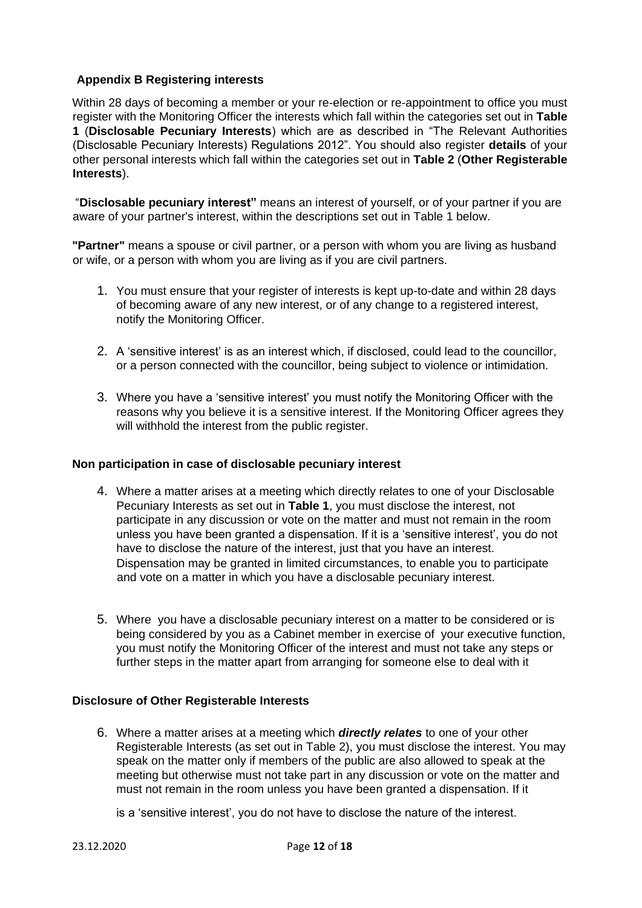## Appendix B Registering interests

Within 28 days of becoming a member or your re-election or re-appointment to office you must register with the Monitoring Officer the interests which fall within the categories set out in **Table 1** (**Disclosable Pecuniary Interests**) which are as described in "The Relevant Authorities (Disclosable Pecuniary Interests) Regulations 2012". You should also register **details** of your other personal interests which fall within the categories set out in **Table 2** (**Other Registerable Interests**).

"**Disclosable pecuniary interest"** means an interest of yourself, or of your partner if you are aware of your partner's interest, within the descriptions set out in Table 1 below.

**"Partner"** means a spouse or civil partner, or a person with whom you are living as husband or wife, or a person with whom you are living as if you are civil partners.

1. You must ensure that your register of interests is kept up-to-date and within 28 days of becoming aware of any new interest, or of any change to a registered interest, notify the Monitoring Officer.

2. A 'sensitive interest' is as an interest which, if disclosed, could lead to the councillor, or a person connected with the councillor, being subject to violence or intimidation.

3. Where you have a 'sensitive interest' you must notify the Monitoring Officer with the reasons why you believe it is a sensitive interest. If the Monitoring Officer agrees they will withhold the interest from the public register.

### Non participation in case of disclosable pecuniary interest

4. Where a matter arises at a meeting which directly relates to one of your Disclosable Pecuniary Interests as set out in **Table 1**, you must disclose the interest, not participate in any discussion or vote on the matter and must not remain in the room unless you have been granted a dispensation. If it is a 'sensitive interest', you do not have to disclose the nature of the interest, just that you have an interest. Dispensation may be granted in limited circumstances, to enable you to participate and vote on a matter in which you have a disclosable pecuniary interest.

5. Where you have a disclosable pecuniary interest on a matter to be considered or is being considered by you as a Cabinet member in exercise of your executive function, you must notify the Monitoring Officer of the interest and must not take any steps or further steps in the matter apart from arranging for someone else to deal with it

### Disclosure of Other Registerable Interests

6. Where a matter arises at a meeting which ***directly relates*** to one of your other Registerable Interests (as set out in Table 2), you must disclose the interest. You may speak on the matter only if members of the public are also allowed to speak at the meeting but otherwise must not take part in any discussion or vote on the matter and must not remain in the room unless you have been granted a dispensation. If it is a 'sensitive interest', you do not have to disclose the nature of the interest.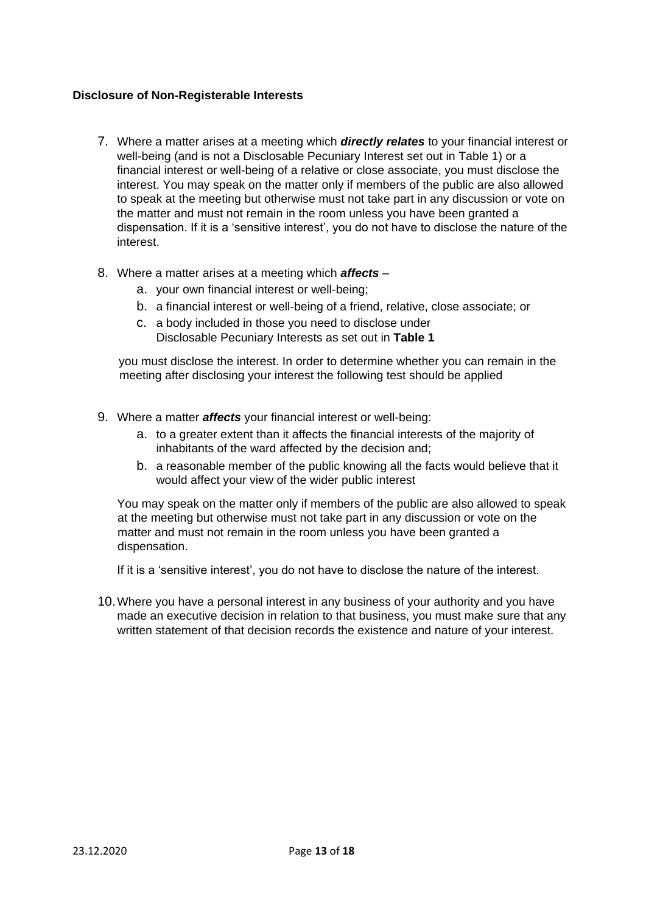**Disclosure of Non-Registerable Interests**

7. Where a matter arises at a meeting which ***directly relates*** to your financial interest or well-being (and is not a Disclosable Pecuniary Interest set out in Table 1) or a financial interest or well-being of a relative or close associate, you must disclose the interest. You may speak on the matter only if members of the public are also allowed to speak at the meeting but otherwise must not take part in any discussion or vote on the matter and must not remain in the room unless you have been granted a dispensation. If it is a 'sensitive interest', you do not have to disclose the nature of the interest.

8. Where a matter arises at a meeting which ***affects*** –
    a. your own financial interest or well-being;
    b. a financial interest or well-being of a friend, relative, close associate; or
    c. a body included in those you need to disclose under Disclosable Pecuniary Interests as set out in **Table 1**

   you must disclose the interest. In order to determine whether you can remain in the meeting after disclosing your interest the following test should be applied

9. Where a matter ***affects*** your financial interest or well-being:
    a. to a greater extent than it affects the financial interests of the majority of inhabitants of the ward affected by the decision and;
    b. a reasonable member of the public knowing all the facts would believe that it would affect your view of the wider public interest

   You may speak on the matter only if members of the public are also allowed to speak at the meeting but otherwise must not take part in any discussion or vote on the matter and must not remain in the room unless you have been granted a dispensation.

   If it is a 'sensitive interest', you do not have to disclose the nature of the interest.

10. Where you have a personal interest in any business of your authority and you have made an executive decision in relation to that business, you must make sure that any written statement of that decision records the existence and nature of your interest.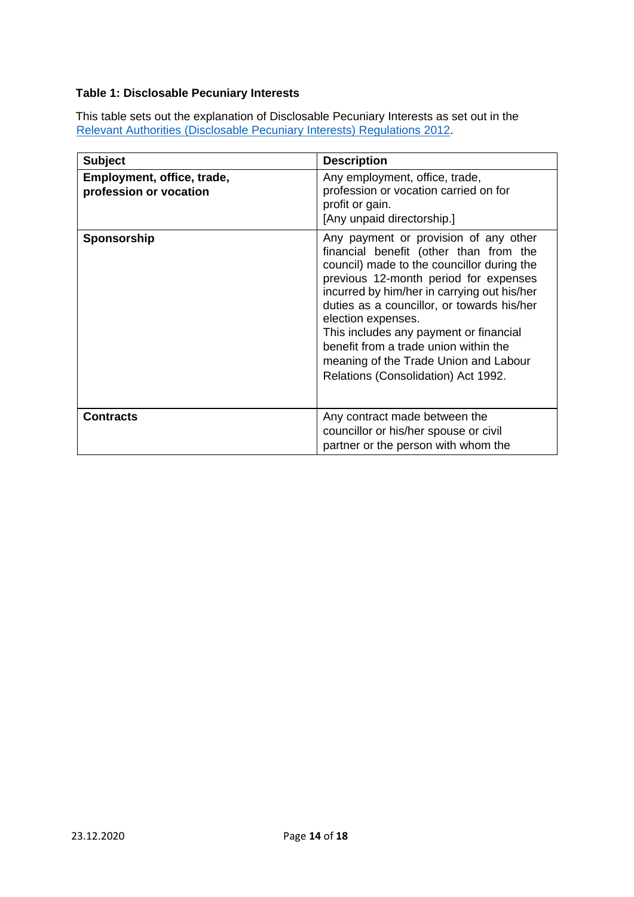**Table 1: Disclosable Pecuniary Interests**

This table sets out the explanation of Disclosable Pecuniary Interests as set out in the Relevant Authorities (Disclosable Pecuniary Interests) Regulations 2012.

| Subject | Description |
|---|---|
| **Employment, office, trade, profession or vocation** | Any employment, office, trade, profession or vocation carried on for profit or gain.<br>[Any unpaid directorship.] |
| **Sponsorship** | Any payment or provision of any other financial benefit (other than from the council) made to the councillor during the previous 12-month period for expenses incurred by him/her in carrying out his/her duties as a councillor, or towards his/her election expenses.<br>This includes any payment or financial benefit from a trade union within the meaning of the Trade Union and Labour Relations (Consolidation) Act 1992. |
| **Contracts** | Any contract made between the councillor or his/her spouse or civil partner or the person with whom the |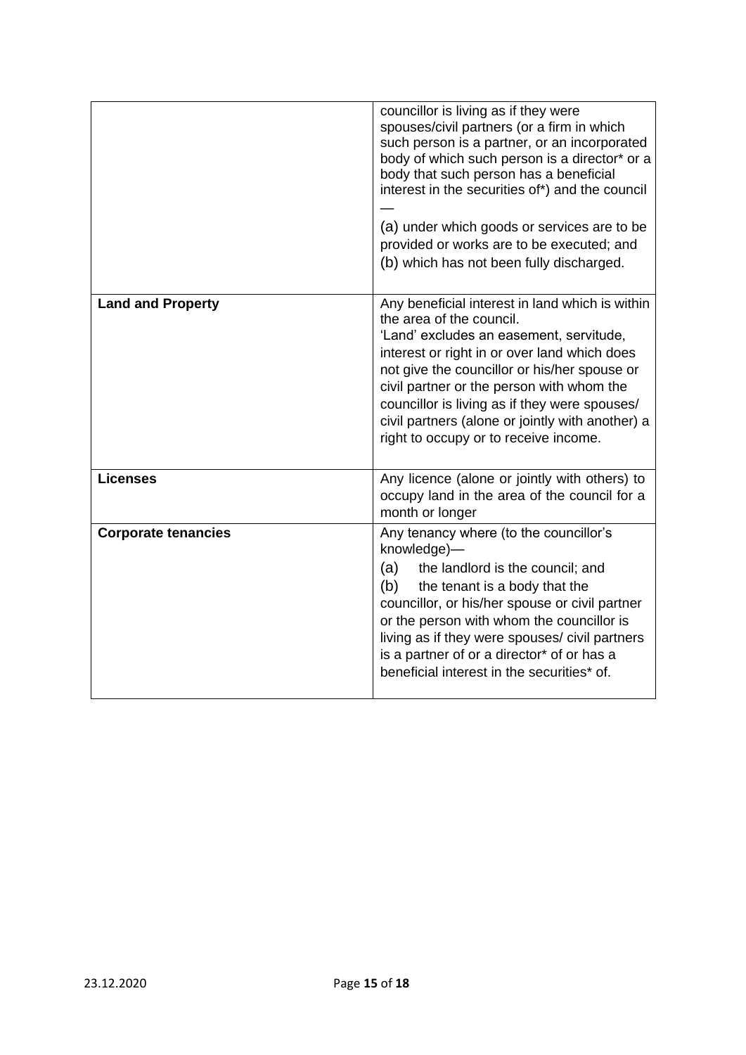| | |
|---|---|
| | councillor is living as if they were spouses/civil partners (or a firm in which such person is a partner, or an incorporated body of which such person is a director* or a body that such person has a beneficial interest in the securities of*) and the council —<br>(a) under which goods or services are to be provided or works are to be executed; and<br>(b) which has not been fully discharged. |
| **Land and Property** | Any beneficial interest in land which is within the area of the council.<br>'Land' excludes an easement, servitude, interest or right in or over land which does not give the councillor or his/her spouse or civil partner or the person with whom the councillor is living as if they were spouses/ civil partners (alone or jointly with another) a right to occupy or to receive income. |
| **Licenses** | Any licence (alone or jointly with others) to occupy land in the area of the council for a month or longer |
| **Corporate tenancies** | Any tenancy where (to the councillor's knowledge)—<br>(a) the landlord is the council; and<br>(b) the tenant is a body that the councillor, or his/her spouse or civil partner or the person with whom the councillor is living as if they were spouses/ civil partners is a partner of or a director* of or has a beneficial interest in the securities* of. |

23.12.2020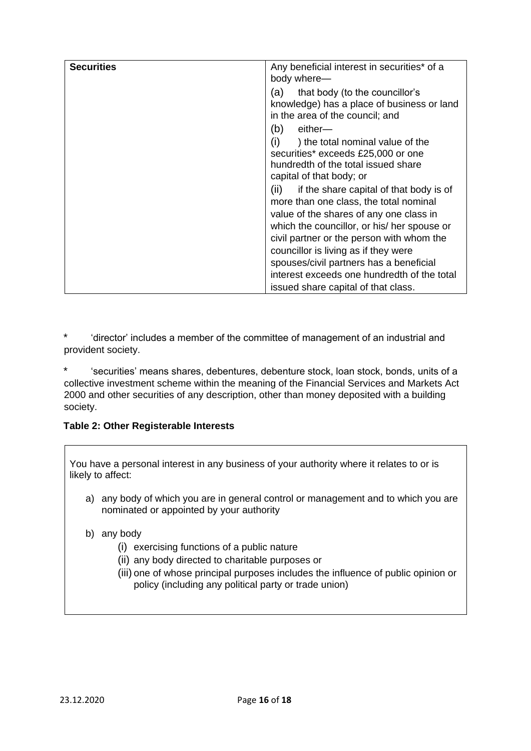| Securities | Any beneficial interest in securities* of a body where—<br><br>(a) that body (to the councillor's knowledge) has a place of business or land in the area of the council; and<br><br>(b) either—<br><br>(i) ) the total nominal value of the securities* exceeds £25,000 or one hundredth of the total issued share capital of that body; or<br><br>(ii) if the share capital of that body is of more than one class, the total nominal value of the shares of any one class in which the councillor, or his/ her spouse or civil partner or the person with whom the councillor is living as if they were spouses/civil partners has a beneficial interest exceeds one hundredth of the total issued share capital of that class. |
|---|---|

\* 'director' includes a member of the committee of management of an industrial and provident society.

\* 'securities' means shares, debentures, debenture stock, loan stock, bonds, units of a collective investment scheme within the meaning of the Financial Services and Markets Act 2000 and other securities of any description, other than money deposited with a building society.

**Table 2: Other Registerable Interests**

You have a personal interest in any business of your authority where it relates to or is likely to affect:

a) any body of which you are in general control or management and to which you are nominated or appointed by your authority

b) any body
   - (i) exercising functions of a public nature
   - (ii) any body directed to charitable purposes or
   - (iii) one of whose principal purposes includes the influence of public opinion or policy (including any political party or trade union)

23.12.2020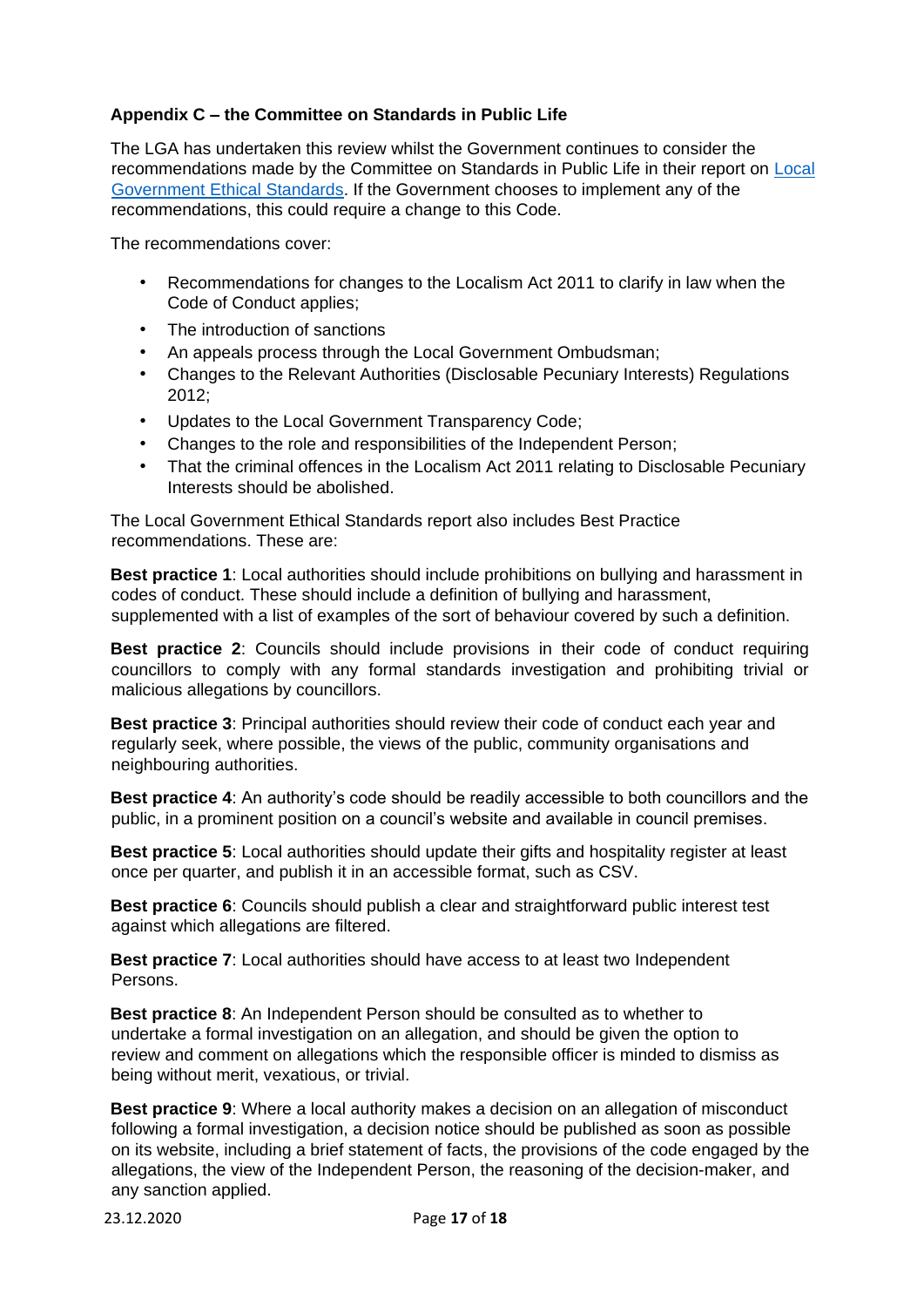### Appendix C – the Committee on Standards in Public Life

The LGA has undertaken this review whilst the Government continues to consider the recommendations made by the Committee on Standards in Public Life in their report on [Local Government Ethical Standards](). If the Government chooses to implement any of the recommendations, this could require a change to this Code.

The recommendations cover:

- Recommendations for changes to the Localism Act 2011 to clarify in law when the Code of Conduct applies;
- The introduction of sanctions
- An appeals process through the Local Government Ombudsman;
- Changes to the Relevant Authorities (Disclosable Pecuniary Interests) Regulations 2012;
- Updates to the Local Government Transparency Code;
- Changes to the role and responsibilities of the Independent Person;
- That the criminal offences in the Localism Act 2011 relating to Disclosable Pecuniary Interests should be abolished.

The Local Government Ethical Standards report also includes Best Practice recommendations. These are:

**Best practice 1**: Local authorities should include prohibitions on bullying and harassment in codes of conduct. These should include a definition of bullying and harassment, supplemented with a list of examples of the sort of behaviour covered by such a definition.

**Best practice 2**: Councils should include provisions in their code of conduct requiring councillors to comply with any formal standards investigation and prohibiting trivial or malicious allegations by councillors.

**Best practice 3**: Principal authorities should review their code of conduct each year and regularly seek, where possible, the views of the public, community organisations and neighbouring authorities.

**Best practice 4**: An authority's code should be readily accessible to both councillors and the public, in a prominent position on a council's website and available in council premises.

**Best practice 5**: Local authorities should update their gifts and hospitality register at least once per quarter, and publish it in an accessible format, such as CSV.

**Best practice 6**: Councils should publish a clear and straightforward public interest test against which allegations are filtered.

**Best practice 7**: Local authorities should have access to at least two Independent Persons.

**Best practice 8**: An Independent Person should be consulted as to whether to undertake a formal investigation on an allegation, and should be given the option to review and comment on allegations which the responsible officer is minded to dismiss as being without merit, vexatious, or trivial.

**Best practice 9**: Where a local authority makes a decision on an allegation of misconduct following a formal investigation, a decision notice should be published as soon as possible on its website, including a brief statement of facts, the provisions of the code engaged by the allegations, the view of the Independent Person, the reasoning of the decision-maker, and any sanction applied.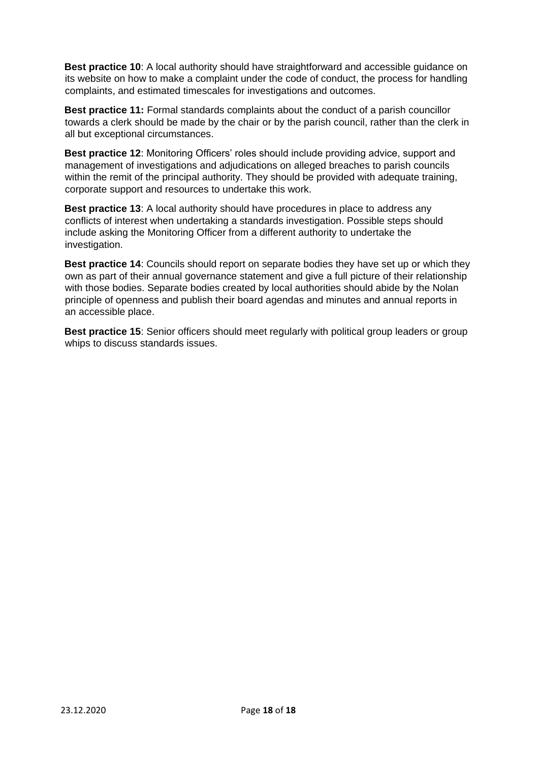**Best practice 10**: A local authority should have straightforward and accessible guidance on its website on how to make a complaint under the code of conduct, the process for handling complaints, and estimated timescales for investigations and outcomes.

**Best practice 11:** Formal standards complaints about the conduct of a parish councillor towards a clerk should be made by the chair or by the parish council, rather than the clerk in all but exceptional circumstances.

**Best practice 12**: Monitoring Officers' roles should include providing advice, support and management of investigations and adjudications on alleged breaches to parish councils within the remit of the principal authority. They should be provided with adequate training, corporate support and resources to undertake this work.

**Best practice 13**: A local authority should have procedures in place to address any conflicts of interest when undertaking a standards investigation. Possible steps should include asking the Monitoring Officer from a different authority to undertake the investigation.

**Best practice 14**: Councils should report on separate bodies they have set up or which they own as part of their annual governance statement and give a full picture of their relationship with those bodies. Separate bodies created by local authorities should abide by the Nolan principle of openness and publish their board agendas and minutes and annual reports in an accessible place.

**Best practice 15**: Senior officers should meet regularly with political group leaders or group whips to discuss standards issues.

23.12.2020